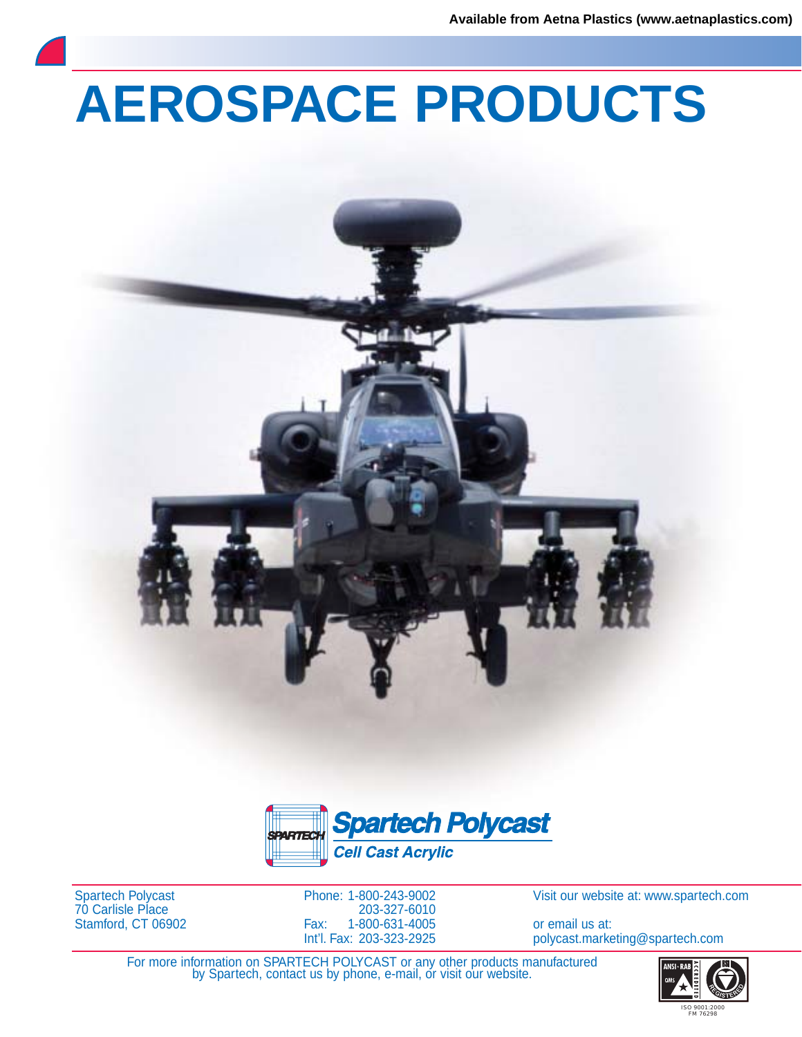Available from Aetna Plastics (www.aetnaplastics.com)

# AEROSPACE PRODUCTS

**Spartech Polycast**

*Cell Cast Acrylic*

Spartech Polycast
70 Carlisle Place
Stamford, CT 06902

Phone: 1-800-243-9002
203-327-6010
Fax: 1-800-631-4005
Int'l. Fax: 203-323-2925

Visit our website at: www.spartech.com

or email us at:
polycast.marketing@spartech.com

For more information on SPARTECH POLYCAST or any other products manufactured by Spartech, contact us by phone, e-mail, or visit our website.

ISO 9001:2000
FM 76298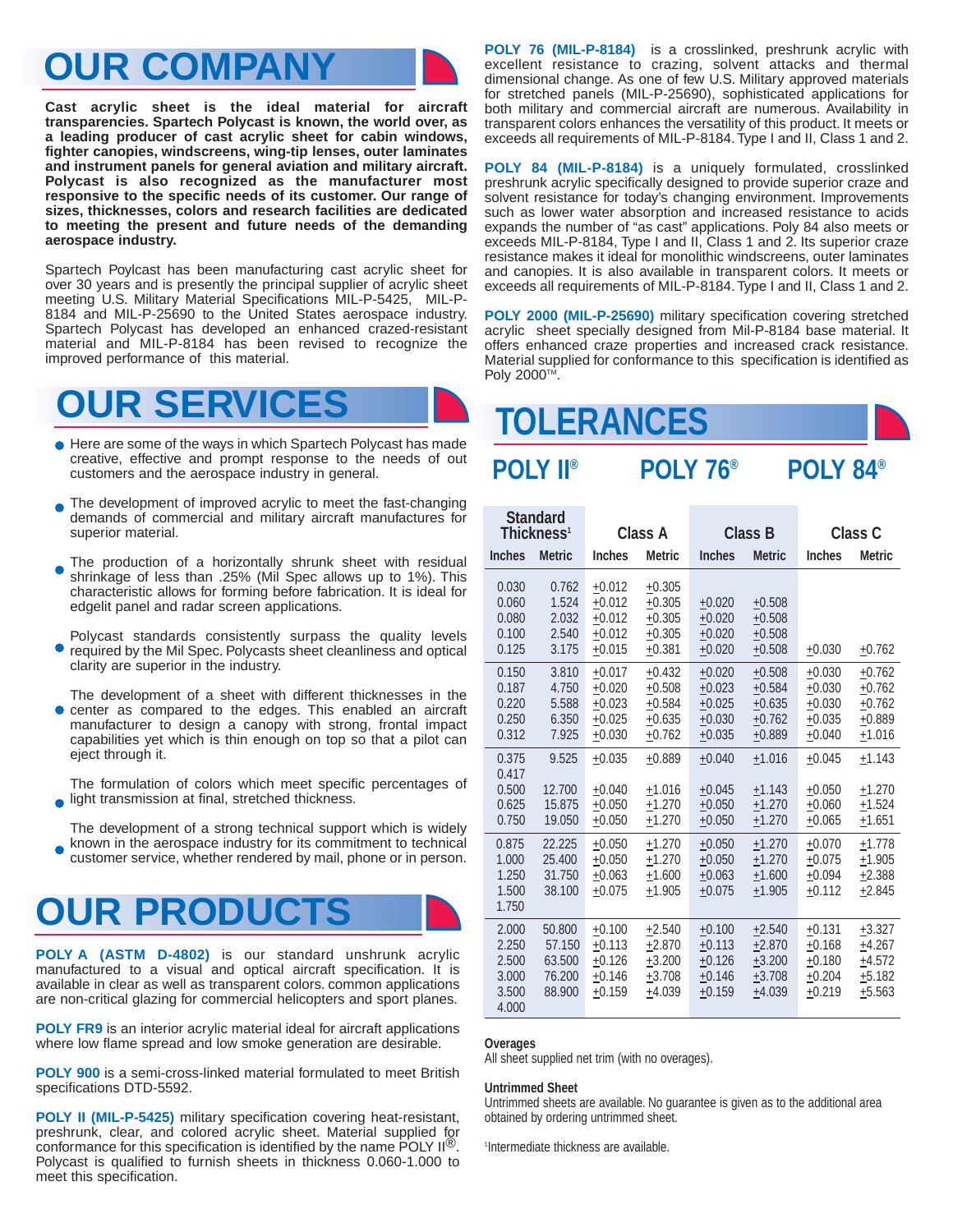# OUR COMPANY

**Cast acrylic sheet is the ideal material for aircraft transparencies. Spartech Polycast is known, the world over, as a leading producer of cast acrylic sheet for cabin windows, fighter canopies, windscreens, wing-tip lenses, outer laminates and instrument panels for general aviation and military aircraft. Polycast is also recognized as the manufacturer most responsive to the specific needs of its customer. Our range of sizes, thicknesses, colors and research facilities are dedicated to meeting the present and future needs of the demanding aerospace industry.**

Spartech Poylcast has been manufacturing cast acrylic sheet for over 30 years and is presently the principal supplier of acrylic sheet meeting U.S. Military Material Specifications MIL-P-5425, MIL-P-8184 and MIL-P-25690 to the United States aerospace industry. Spartech Polycast has developed an enhanced crazed-resistant material and MIL-P-8184 has been revised to recognize the improved performance of this material.

# OUR SERVICES

- Here are some of the ways in which Spartech Polycast has made creative, effective and prompt response to the needs of out customers and the aerospace industry in general.
- The development of improved acrylic to meet the fast-changing demands of commercial and military aircraft manufactures for superior material.
- The production of a horizontally shrunk sheet with residual shrinkage of less than .25% (Mil Spec allows up to 1%). This characteristic allows for forming before fabrication. It is ideal for edgelit panel and radar screen applications.
- Polycast standards consistently surpass the quality levels required by the Mil Spec. Polycasts sheet cleanliness and optical clarity are superior in the industry.
- The development of a sheet with different thicknesses in the center as compared to the edges. This enabled an aircraft manufacturer to design a canopy with strong, frontal impact capabilities yet which is thin enough on top so that a pilot can eject through it.
- The formulation of colors which meet specific percentages of light transmission at final, stretched thickness.
- The development of a strong technical support which is widely known in the aerospace industry for its commitment to technical customer service, whether rendered by mail, phone or in person.

# OUR PRODUCTS

**POLY A (ASTM D-4802)** is our standard unshrunk acrylic manufactured to a visual and optical aircraft specification. It is available in clear as well as transparent colors. common applications are non-critical glazing for commercial helicopters and sport planes.

**POLY FR9** is an interior acrylic material ideal for aircraft applications where low flame spread and low smoke generation are desirable.

**POLY 900** is a semi-cross-linked material formulated to meet British specifications DTD-5592.

**POLY II (MIL-P-5425)** military specification covering heat-resistant, preshrunk, clear, and colored acrylic sheet. Material supplied for conformance for this specification is identified by the name POLY II®. Polycast is qualified to furnish sheets in thickness 0.060-1.000 to meet this specification.

**POLY 76 (MIL-P-8184)** is a crosslinked, preshrunk acrylic with excellent resistance to crazing, solvent attacks and thermal dimensional change. As one of few U.S. Military approved materials for stretched panels (MIL-P-25690), sophisticated applications for both military and commercial aircraft are numerous. Availability in transparent colors enhances the versatility of this product. It meets or exceeds all requirements of MIL-P-8184. Type I and II, Class 1 and 2.

**POLY 84 (MIL-P-8184)** is a uniquely formulated, crosslinked preshrunk acrylic specifically designed to provide superior craze and solvent resistance for today's changing environment. Improvements such as lower water absorption and increased resistance to acids expands the number of "as cast" applications. Poly 84 also meets or exceeds MIL-P-8184, Type I and II, Class 1 and 2. Its superior craze resistance makes it ideal for monolithic windscreens, outer laminates and canopies. It is also available in transparent colors. It meets or exceeds all requirements of MIL-P-8184. Type I and II, Class 1 and 2.

**POLY 2000 (MIL-P-25690)** military specification covering stretched acrylic sheet specially designed from Mil-P-8184 base material. It offers enhanced craze properties and increased crack resistance. Material supplied for conformance to this specification is identified as Poly 2000™.

# TOLERANCES

## POLY II® POLY 76® POLY 84®

| Standard Thickness[1] | | Class A | | Class B | | Class C | |
|---|---|---|---|---|---|---|---|
| Inches | Metric | Inches | Metric | Inches | Metric | Inches | Metric |
| 0.030 | 0.762 | ±0.012 | ±0.305 | | | | |
| 0.060 | 1.524 | ±0.012 | ±0.305 | ±0.020 | ±0.508 | | |
| 0.080 | 2.032 | ±0.012 | ±0.305 | ±0.020 | ±0.508 | | |
| 0.100 | 2.540 | ±0.012 | ±0.305 | ±0.020 | ±0.508 | | |
| 0.125 | 3.175 | ±0.015 | ±0.381 | ±0.020 | ±0.508 | ±0.030 | ±0.762 |
| 0.150 | 3.810 | ±0.017 | ±0.432 | ±0.020 | ±0.508 | ±0.030 | ±0.762 |
| 0.187 | 4.750 | ±0.020 | ±0.508 | ±0.023 | ±0.584 | ±0.030 | ±0.762 |
| 0.220 | 5.588 | ±0.023 | ±0.584 | ±0.025 | ±0.635 | ±0.030 | ±0.762 |
| 0.250 | 6.350 | ±0.025 | ±0.635 | ±0.030 | ±0.762 | ±0.035 | ±0.889 |
| 0.312 | 7.925 | ±0.030 | ±0.762 | ±0.035 | ±0.889 | ±0.040 | ±1.016 |
| 0.375 | 9.525 | ±0.035 | ±0.889 | ±0.040 | ±1.016 | ±0.045 | ±1.143 |
| 0.417 | | | | | | | |
| 0.500 | 12.700 | ±0.040 | ±1.016 | ±0.045 | ±1.143 | ±0.050 | ±1.270 |
| 0.625 | 15.875 | ±0.050 | ±1.270 | ±0.050 | ±1.270 | ±0.060 | ±1.524 |
| 0.750 | 19.050 | ±0.050 | ±1.270 | ±0.050 | ±1.270 | ±0.065 | ±1.651 |
| 0.875 | 22.225 | ±0.050 | ±1.270 | ±0.050 | ±1.270 | ±0.070 | ±1.778 |
| 1.000 | 25.400 | ±0.050 | ±1.270 | ±0.050 | ±1.270 | ±0.075 | ±1.905 |
| 1.250 | 31.750 | ±0.063 | ±1.600 | ±0.063 | ±1.600 | ±0.094 | ±2.388 |
| 1.500 | 38.100 | ±0.075 | ±1.905 | ±0.075 | ±1.905 | ±0.112 | ±2.845 |
| 1.750 | | | | | | | |
| 2.000 | 50.800 | ±0.100 | ±2.540 | ±0.100 | ±2.540 | ±0.131 | ±3.327 |
| 2.250 | 57.150 | ±0.113 | ±2.870 | ±0.113 | ±2.870 | ±0.168 | ±4.267 |
| 2.500 | 63.500 | ±0.126 | ±3.200 | ±0.126 | ±3.200 | ±0.180 | ±4.572 |
| 3.000 | 76.200 | ±0.146 | ±3.708 | ±0.146 | ±3.708 | ±0.204 | ±5.182 |
| 3.500 | 88.900 | ±0.159 | ±4.039 | ±0.159 | ±4.039 | ±0.219 | ±5.563 |
| 4.000 | | | | | | | |

**Overages**

All sheet supplied net trim (with no overages).

**Untrimmed Sheet**

Untrimmed sheets are available. No guarantee is given as to the additional area obtained by ordering untrimmed sheet.

[1]Intermediate thickness are available.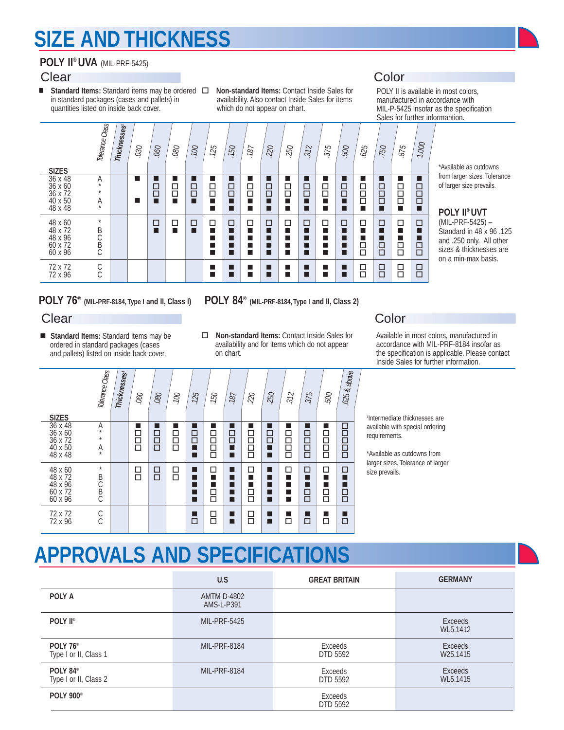# SIZE AND THICKNESS

## POLY II® UVA (MIL-PRF-5425)

### Clear

■ **Standard Items:** Standard items may be ordered in standard packages (cases and pallets) in quantities listed on inside back cover.

□ **Non-standard Items:** Contact Inside Sales for availability. Also contact Inside Sales for items which do not appear on chart.

### Color

POLY II is available in most colors, manufactured in accordance with MIL-P-5425 insofar as the specification Sales for further informantion.

| SIZES | Tolerance Class | Thicknesses[1] | .030 | .060 | .080 | .100 | .125 | .150 | .187 | .220 | .250 | .312 | .375 | .500 | .625 | .750 | .875 | 1.000 |
|---|---|---|---|---|---|---|---|---|---|---|---|---|---|---|---|---|---|---|
| 36 x 48 | A | | ■ | ■ | ■ | ■ | ■ | ■ | ■ | ■ | ■ | ■ | ■ | ■ | ■ | ■ | ■ | ■ |
| 36 x 60 | * | | | □ | □ | □ | □ | □ | □ | □ | □ | □ | □ | □ | □ | □ | □ | □ |
| 36 x 72 | * | | | □ | □ | □ | □ | □ | □ | □ | □ | □ | □ | □ | □ | □ | □ | □ |
| 40 x 50 | A | | ■ | ■ | ■ | ■ | ■ | ■ | ■ | ■ | ■ | ■ | ■ | ■ | □ | □ | □ | □ |
| 48 x 48 | * | | | | | | ■ | ■ | ■ | ■ | ■ | ■ | ■ | ■ | ■ | ■ | ■ | ■ |
| 48 x 60 | * | | | □ | □ | □ | □ | □ | □ | □ | □ | □ | □ | □ | □ | □ | □ | □ |
| 48 x 72 | B | | | ■ | ■ | ■ | ■ | ■ | ■ | ■ | ■ | ■ | ■ | ■ | ■ | ■ | ■ | ■ |
| 48 x 96 | C | | | | | | ■ | ■ | ■ | ■ | ■ | ■ | ■ | ■ | ■ | ■ | ■ | ■ |
| 60 x 72 | B | | | | | | ■ | ■ | ■ | ■ | ■ | ■ | ■ | ■ | □ | □ | □ | □ |
| 60 x 96 | C | | | | | | ■ | ■ | ■ | ■ | ■ | ■ | ■ | ■ | □ | □ | □ | □ |
| 72 x 72 | C | | | | | | ■ | ■ | ■ | ■ | ■ | ■ | ■ | ■ | □ | □ | □ | □ |
| 72 x 96 | C | | | | | | ■ | ■ | ■ | ■ | ■ | ■ | ■ | ■ | □ | □ | □ | □ |

*Available as cutdowns from larger sizes. Tolerance of larger size prevails.

**POLY II® UVT** (MIL-PRF-5425) – Standard in 48 x 96 .125 and .250 only. All other sizes & thicknesses are on a min-max basis.

## POLY 76® (MIL-PRF-8184, Type I and II, Class I) POLY 84® (MIL-PRF-8184, Type I and II, Class 2)

### Clear

■ **Standard Items:** Standard items may be ordered in standard packages (cases and pallets) listed on inside back cover.

□ **Non-standard Items:** Contact Inside Sales for availability and for items which do not appear on chart.

### Color

Available in most colors, manufactured in accordance with MIL-PRF-8184 insofar as the specification is applicable. Please contact Inside Sales for further information.

| SIZES | Tolerance Class | Thicknesses[1] | .060 | .080 | .100 | .125 | .150 | .187 | .220 | .250 | .312 | .375 | .500 | .625 & above |
|---|---|---|---|---|---|---|---|---|---|---|---|---|---|---|
| 36 x 48 | A | | ■ | ■ | ■ | ■ | ■ | ■ | ■ | ■ | ■ | ■ | ■ | □ |
| 36 x 60 | * | | □ | □ | □ | □ | □ | □ | □ | □ | □ | □ | □ | □ |
| 36 x 72 | * | | □ | □ | □ | □ | □ | □ | □ | □ | □ | □ | □ | □ |
| 40 x 50 | A | | □ | □ | □ | ■ | □ | ■ | □ | ■ | □ | □ | □ | □ |
| 48 x 48 | * | | | | | ■ | □ | ■ | □ | ■ | □ | □ | □ | □ |
| 48 x 60 | * | | □ | □ | □ | ■ | □ | ■ | □ | ■ | □ | □ | □ | □ |
| 48 x 72 | B | | □ | □ | □ | ■ | ■ | ■ | ■ | ■ | ■ | ■ | ■ | ■ |
| 48 x 96 | C | | | | | ■ | ■ | ■ | ■ | ■ | ■ | ■ | ■ | ■ |
| 60 x 72 | B | | | | | ■ | □ | ■ | □ | ■ | ■ | □ | □ | □ |
| 60 x 96 | C | | | | | ■ | □ | ■ | □ | ■ | ■ | □ | □ | □ |
| 72 x 72 | C | | | | | ■ | □ | ■ | □ | ■ | ■ | ■ | ■ | ■ |
| 72 x 96 | C | | | | | □ | □ | ■ | □ | ■ | □ | □ | □ | □ |

[1]Intermediate thicknesses are available with special ordering requirements.

*Available as cutdowns from larger sizes. Tolerance of larger size prevails.

# APPROVALS AND SPECIFICATIONS

| | U.S | GREAT BRITAIN | GERMANY |
|---|---|---|---|
| **POLY A** | AMTM D-4802 AMS-L-P391 | | |
| **POLY II®** | MIL-PRF-5425 | | Exceeds WL5.1412 |
| **POLY 76®** Type I or II, Class 1 | MIL-PRF-8184 | Exceeds DTD 5592 | Exceeds W25.1415 |
| **POLY 84®** Type I or II, Class 2 | MIL-PRF-8184 | Exceeds DTD 5592 | Exceeds WL5.1415 |
| **POLY 900®** | | Exceeds DTD 5592 | |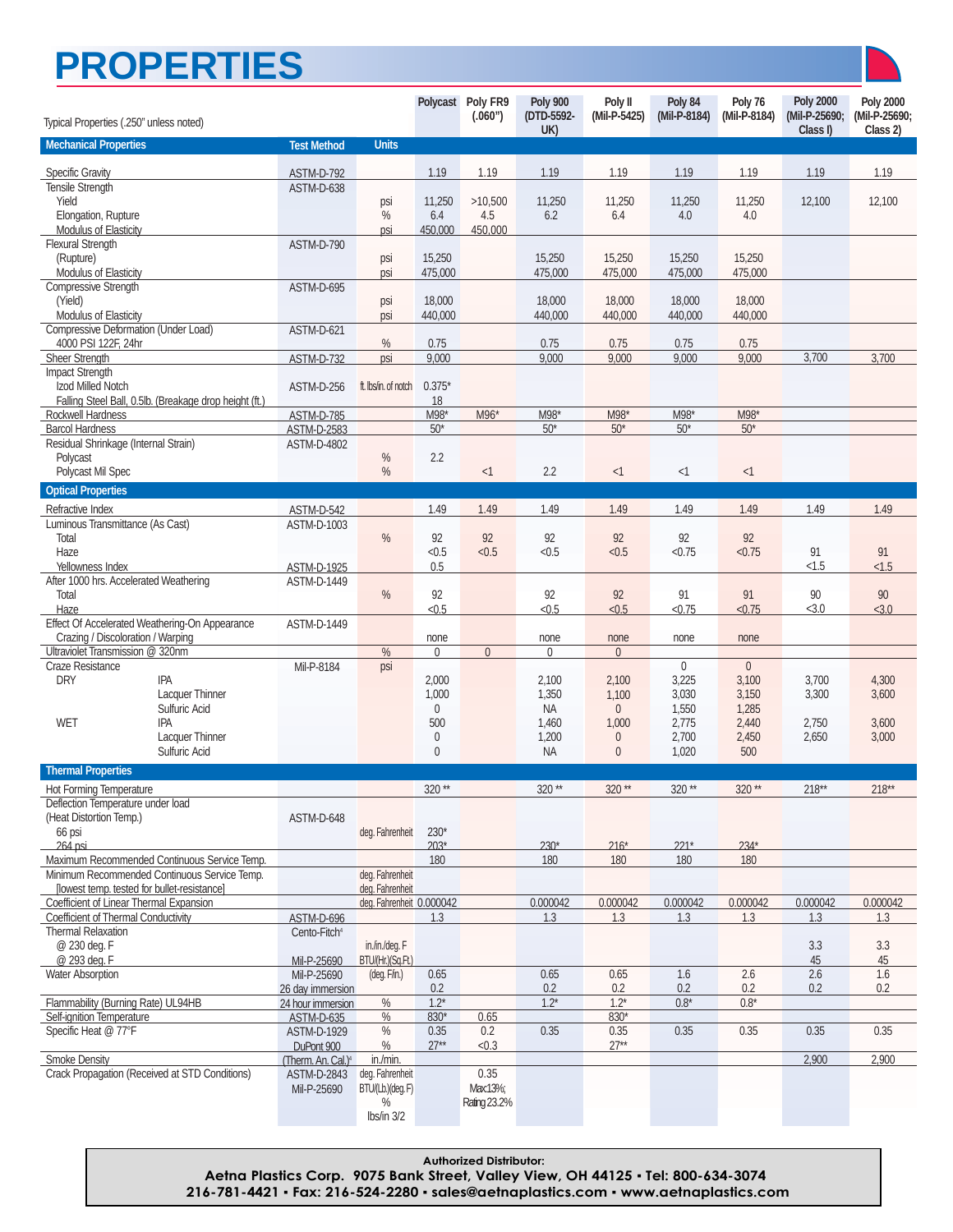# PROPERTIES

| Typical Properties (.250" unless noted) | Test Method | Units | Polycast | Poly FR9 (.060") | Poly 900 (DTD-5592-UK) | Poly II (Mil-P-5425) | Poly 84 (Mil-P-8184) | Poly 76 (Mil-P-8184) | Poly 2000 (Mil-P-25690; Class I) | Poly 2000 (Mil-P-25690; Class 2) |
|---|---|---|---|---|---|---|---|---|---|---|
| **Mechanical Properties** | | | | | | | | | | |
| Specific Gravity | ASTM-D-792 | | 1.19 | 1.19 | 1.19 | 1.19 | 1.19 | 1.19 | 1.19 | 1.19 |
| Tensile Strength | ASTM-D-638 | | | | | | | | | |
| Yield | | psi | 11,250 | >10,500 | 11,250 | 11,250 | 11,250 | 11,250 | 12,100 | 12,100 |
| Elongation, Rupture | | % | 6.4 | 4.5 | 6.2 | 6.4 | 4.0 | 4.0 | | |
| Modulus of Elasticity | | psi | 450,000 | 450,000 | | | | | | |
| Flexural Strength | ASTM-D-790 | | | | | | | | | |
| (Rupture) | | psi | 15,250 | | 15,250 | 15,250 | 15,250 | 15,250 | | |
| Modulus of Elasticity | | psi | 475,000 | | 475,000 | 475,000 | 475,000 | 475,000 | | |
| Compressive Strength | ASTM-D-695 | | | | | | | | | |
| (Yield) | | psi | 18,000 | | 18,000 | 18,000 | 18,000 | 18,000 | | |
| Modulus of Elasticity | | psi | 440,000 | | 440,000 | 440,000 | 440,000 | 440,000 | | |
| Compressive Deformation (Under Load) | ASTM-D-621 | | | | | | | | | |
| 4000 PSI 122F, 24hr | | % | 0.75 | | 0.75 | 0.75 | 0.75 | 0.75 | | |
| Sheer Strength | ASTM-D-732 | psi | 9,000 | | 9,000 | 9,000 | 9,000 | 9,000 | 3,700 | 3,700 |
| Impact Strength | | | | | | | | | | |
| Izod Milled Notch | ASTM-D-256 | ft. lbs/in. of notch | 0.375* | | | | | | | |
| Falling Steel Ball, 0.5lb. (Breakage drop height (ft.) | | | 18 | | | | | | | |
| Rockwell Hardness | ASTM-D-785 | | M98* | M96* | M98* | M98* | M98* | M98* | | |
| Barcol Hardness | ASTM-D-2583 | | 50* | | 50* | 50* | 50* | 50* | | |
| Residual Shrinkage (Internal Strain) | ASTM-D-4802 | | | | | | | | | |
| Polycast | | % | 2.2 | | | | | | | |
| Polycast Mil Spec | | % | | <1 | 2.2 | <1 | <1 | <1 | | |
| **Optical Properties** | | | | | | | | | | |
| Refractive Index | ASTM-D-542 | | 1.49 | 1.49 | 1.49 | 1.49 | 1.49 | 1.49 | 1.49 | 1.49 |
| Luminous Transmittance (As Cast) | ASTM-D-1003 | | | | | | | | | |
| Total | | % | 92 | 92 | 92 | 92 | 92 | 92 | | |
| Haze | | | <0.5 | <0.5 | <0.5 | <0.5 | <0.75 | <0.75 | 91 | 91 |
| Yellowness Index | ASTM-D-1925 | | 0.5 | | | | | | <1.5 | <1.5 |
| After 1000 hrs. Accelerated Weathering | ASTM-D-1449 | | | | | | | | | |
| Total | | % | 92 | | 92 | 92 | 91 | 91 | 90 | 90 |
| Haze | | | <0.5 | | <0.5 | <0.5 | <0.75 | <0.75 | <3.0 | <3.0 |
| Effect Of Accelerated Weathering-On Appearance | ASTM-D-1449 | | | | | | | | | |
| Crazing / Discoloration / Warping | | | none | | none | none | none | none | | |
| Ultraviolet Transmission @ 320nm | | % | 0 | 0 | 0 | 0 | | | | |
| Craze Resistance | Mil-P-8184 | psi | | | | | 0 | 0 | | |
| DRY IPA | | | 2,000 | | 2,100 | 2,100 | 3,225 | 3,100 | 3,700 | 4,300 |
| Lacquer Thinner | | | 1,000 | | 1,350 | 1,100 | 3,030 | 3,150 | 3,300 | 3,600 |
| Sulfuric Acid | | | 0 | | NA | 0 | 1,550 | 1,285 | | |
| WET IPA | | | 500 | | 1,460 | 1,000 | 2,775 | 2,440 | 2,750 | 3,600 |
| Lacquer Thinner | | | 0 | | 1,200 | 0 | 2,700 | 2,450 | 2,650 | 3,000 |
| Sulfuric Acid | | | 0 | | NA | 0 | 1,020 | 500 | | |
| **Thermal Properties** | | | | | | | | | | |
| Hot Forming Temperature | | | 320 ** | | 320 ** | 320 ** | 320 ** | 320 ** | 218** | 218** |
| Deflection Temperature under load | | | | | | | | | | |
| (Heat Distortion Temp.) | ASTM-D-648 | | | | | | | | | |
| 66 psi | | deg. Fahrenheit | 230* | | | | | | | |
| 264 psi | | | 203* | | 230* | 216* | 221* | 234* | | |
| Maximum Recommended Continuous Service Temp. | | | 180 | | 180 | 180 | 180 | 180 | | |
| Minimum Recommended Continuous Service Temp. | | deg. Fahrenheit | | | | | | | | |
| [lowest temp. tested for bullet-resistance] | | deg. Fahrenheit | | | | | | | | |
| Coefficient of Linear Thermal Expansion | | deg. Fahrenheit | 0.000042 | | 0.000042 | 0.000042 | 0.000042 | 0.000042 | 0.000042 | 0.000042 |
| Coefficient of Thermal Conductivity | ASTM-D-696 | | 1.3 | | 1.3 | 1.3 | 1.3 | 1.3 | 1.3 | 1.3 |
| Thermal Relaxation | Cento-Fitch[4] | | | | | | | | | |
| @ 230 deg. F | | in./in./deg. F | | | | | | | 3.3 | 3.3 |
| @ 293 deg. F | Mil-P-25690 | BTU/(Hr.)(Sq.Ft.) | | | | | | | 45 | 45 |
| Water Absorption | Mil-P-25690 | (deg. F/in.) | 0.65 | | 0.65 | 0.65 | 1.6 | 2.6 | 2.6 | 1.6 |
| | 26 day immersion | | 0.2 | | 0.2 | 0.2 | 0.2 | 0.2 | 0.2 | 0.2 |
| Flammability (Burning Rate) UL94HB | 24 hour immersion | % | 1.2* | | 1.2* | 1.2* | 0.8* | 0.8* | | |
| Self-ignition Temperature | ASTM-D-635 | % | 830* | 0.65 | | 830* | | | | |
| Specific Heat @ 77°F | ASTM-D-1929 | % | 0.35 | 0.2 | 0.35 | 0.35 | 0.35 | 0.35 | 0.35 | 0.35 |
| | DuPont 900 | % | 27** | <0.3 | | 27** | | | | |
| Smoke Density | (Therm. An. Cal.)[4] | in./min. | | | | | | | 2,900 | 2,900 |
| Crack Propagation (Received at STD Conditions) | ASTM-D-2843 | deg. Fahrenheit | | 0.35 | | | | | | |
| | Mil-P-25690 | BTU/(Lb.)(deg. F) | | Max13%; | | | | | | |
| | | % | | Rating 23.2% | | | | | | |
| | | lbs/in 3/2 | | | | | | | | |

**Authorized Distributor:**
**Aetna Plastics Corp. 9075 Bank Street, Valley View, OH 44125 • Tel: 800-634-3074**
**216-781-4421 • Fax: 216-524-2280 • sales@aetnaplastics.com • www.aetnaplastics.com**